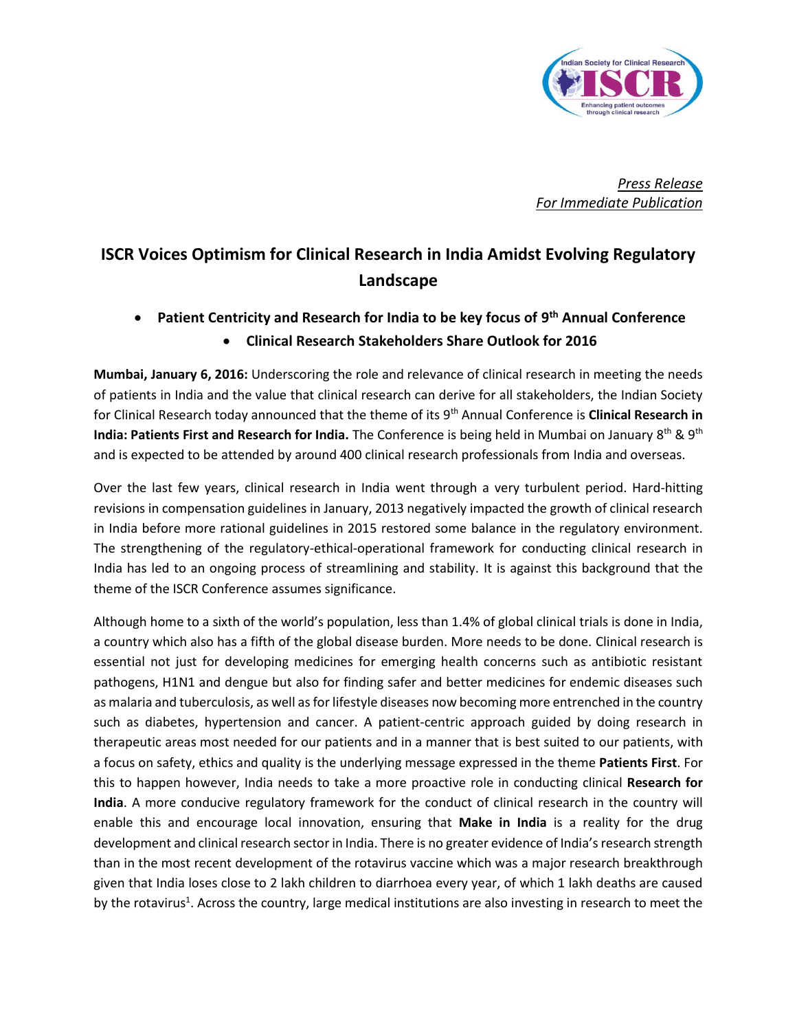*Press Release*
*For Immediate Publication*

# ISCR Voices Optimism for Clinical Research in India Amidst Evolving Regulatory Landscape

- **Patient Centricity and Research for India to be key focus of 9th Annual Conference**
- **Clinical Research Stakeholders Share Outlook for 2016**

**Mumbai, January 6, 2016:** Underscoring the role and relevance of clinical research in meeting the needs of patients in India and the value that clinical research can derive for all stakeholders, the Indian Society for Clinical Research today announced that the theme of its 9th Annual Conference is **Clinical Research in India: Patients First and Research for India.** The Conference is being held in Mumbai on January 8th & 9th and is expected to be attended by around 400 clinical research professionals from India and overseas.

Over the last few years, clinical research in India went through a very turbulent period. Hard-hitting revisions in compensation guidelines in January, 2013 negatively impacted the growth of clinical research in India before more rational guidelines in 2015 restored some balance in the regulatory environment. The strengthening of the regulatory-ethical-operational framework for conducting clinical research in India has led to an ongoing process of streamlining and stability. It is against this background that the theme of the ISCR Conference assumes significance.

Although home to a sixth of the world's population, less than 1.4% of global clinical trials is done in India, a country which also has a fifth of the global disease burden. More needs to be done. Clinical research is essential not just for developing medicines for emerging health concerns such as antibiotic resistant pathogens, H1N1 and dengue but also for finding safer and better medicines for endemic diseases such as malaria and tuberculosis, as well as for lifestyle diseases now becoming more entrenched in the country such as diabetes, hypertension and cancer. A patient-centric approach guided by doing research in therapeutic areas most needed for our patients and in a manner that is best suited to our patients, with a focus on safety, ethics and quality is the underlying message expressed in the theme **Patients First**. For this to happen however, India needs to take a more proactive role in conducting clinical **Research for India**. A more conducive regulatory framework for the conduct of clinical research in the country will enable this and encourage local innovation, ensuring that **Make in India** is a reality for the drug development and clinical research sector in India. There is no greater evidence of India's research strength than in the most recent development of the rotavirus vaccine which was a major research breakthrough given that India loses close to 2 lakh children to diarrhoea every year, of which 1 lakh deaths are caused by the rotavirus[1]. Across the country, large medical institutions are also investing in research to meet the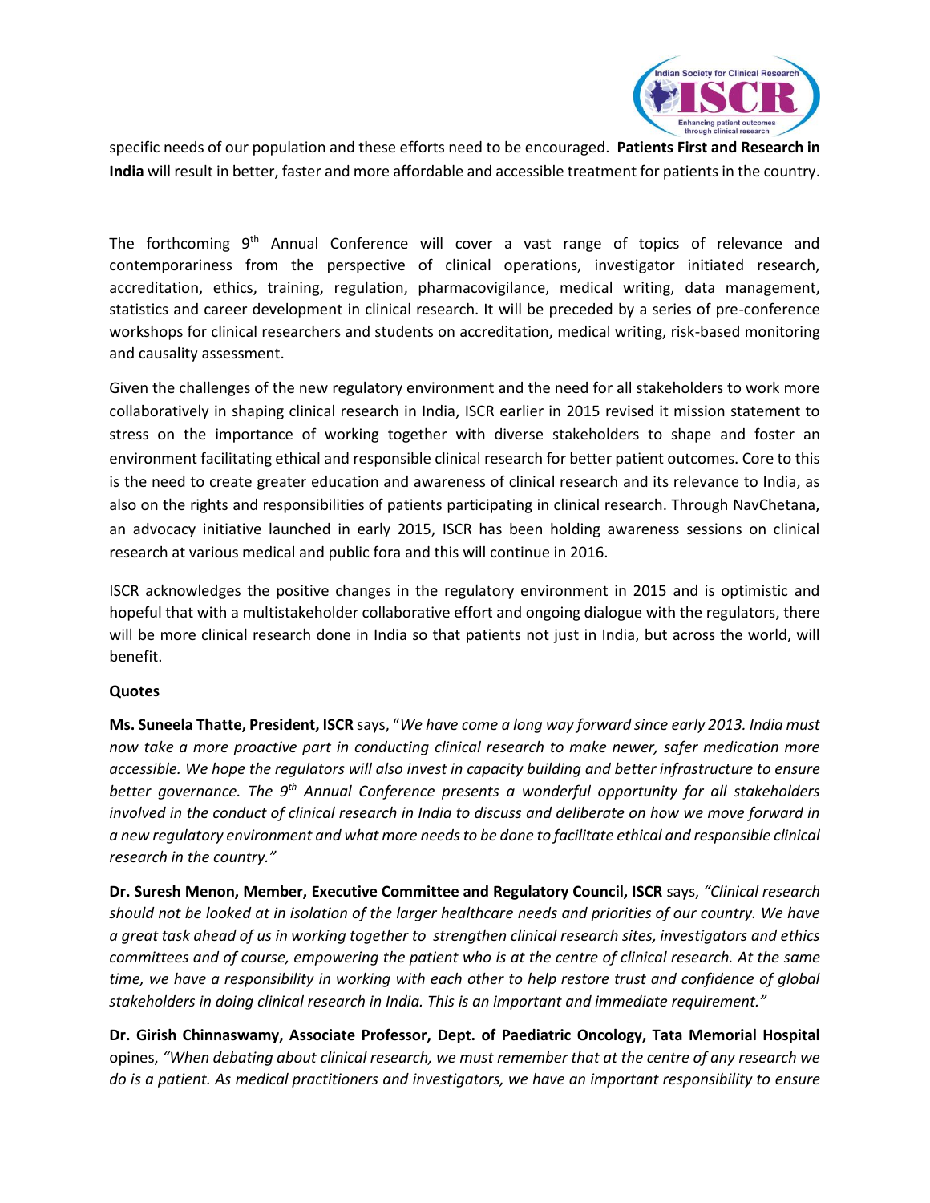specific needs of our population and these efforts need to be encouraged. **Patients First and Research in India** will result in better, faster and more affordable and accessible treatment for patients in the country.

The forthcoming 9th Annual Conference will cover a vast range of topics of relevance and contemporariness from the perspective of clinical operations, investigator initiated research, accreditation, ethics, training, regulation, pharmacovigilance, medical writing, data management, statistics and career development in clinical research. It will be preceded by a series of pre-conference workshops for clinical researchers and students on accreditation, medical writing, risk-based monitoring and causality assessment.

Given the challenges of the new regulatory environment and the need for all stakeholders to work more collaboratively in shaping clinical research in India, ISCR earlier in 2015 revised it mission statement to stress on the importance of working together with diverse stakeholders to shape and foster an environment facilitating ethical and responsible clinical research for better patient outcomes. Core to this is the need to create greater education and awareness of clinical research and its relevance to India, as also on the rights and responsibilities of patients participating in clinical research. Through NavChetana, an advocacy initiative launched in early 2015, ISCR has been holding awareness sessions on clinical research at various medical and public fora and this will continue in 2016.

ISCR acknowledges the positive changes in the regulatory environment in 2015 and is optimistic and hopeful that with a multistakeholder collaborative effort and ongoing dialogue with the regulators, there will be more clinical research done in India so that patients not just in India, but across the world, will benefit.

**Quotes**

**Ms. Suneela Thatte, President, ISCR** says, "*We have come a long way forward since early 2013. India must now take a more proactive part in conducting clinical research to make newer, safer medication more accessible. We hope the regulators will also invest in capacity building and better infrastructure to ensure better governance. The 9th Annual Conference presents a wonderful opportunity for all stakeholders involved in the conduct of clinical research in India to discuss and deliberate on how we move forward in a new regulatory environment and what more needs to be done to facilitate ethical and responsible clinical research in the country.*"

**Dr. Suresh Menon, Member, Executive Committee and Regulatory Council, ISCR** says, *"Clinical research should not be looked at in isolation of the larger healthcare needs and priorities of our country. We have a great task ahead of us in working together to strengthen clinical research sites, investigators and ethics committees and of course, empowering the patient who is at the centre of clinical research. At the same time, we have a responsibility in working with each other to help restore trust and confidence of global stakeholders in doing clinical research in India. This is an important and immediate requirement."*

**Dr. Girish Chinnaswamy, Associate Professor, Dept. of Paediatric Oncology, Tata Memorial Hospital** opines, *"When debating about clinical research, we must remember that at the centre of any research we do is a patient. As medical practitioners and investigators, we have an important responsibility to ensure*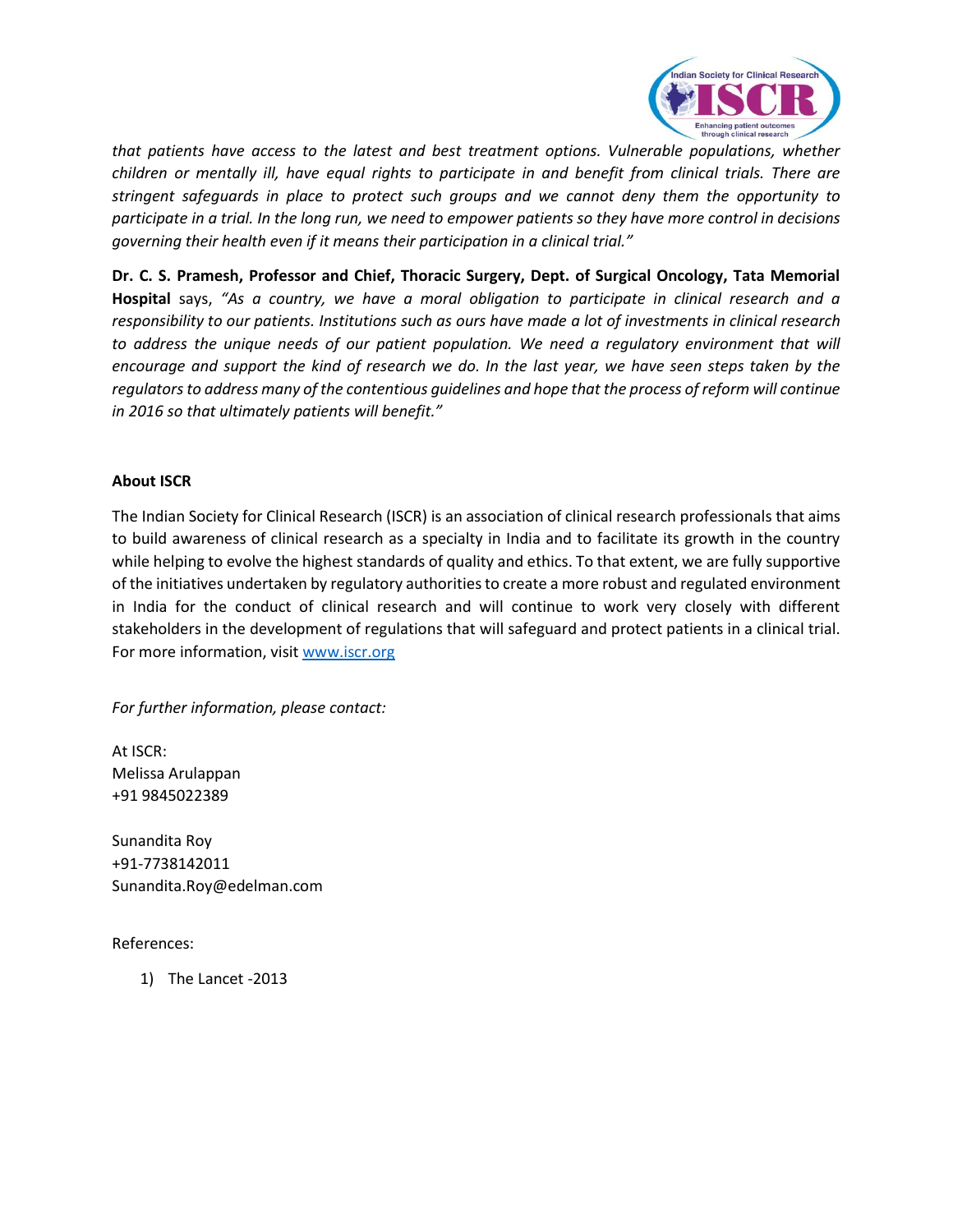*that patients have access to the latest and best treatment options. Vulnerable populations, whether children or mentally ill, have equal rights to participate in and benefit from clinical trials. There are stringent safeguards in place to protect such groups and we cannot deny them the opportunity to participate in a trial. In the long run, we need to empower patients so they have more control in decisions governing their health even if it means their participation in a clinical trial."*

**Dr. C. S. Pramesh, Professor and Chief, Thoracic Surgery, Dept. of Surgical Oncology, Tata Memorial Hospital** says, *"As a country, we have a moral obligation to participate in clinical research and a responsibility to our patients. Institutions such as ours have made a lot of investments in clinical research to address the unique needs of our patient population. We need a regulatory environment that will encourage and support the kind of research we do. In the last year, we have seen steps taken by the regulators to address many of the contentious guidelines and hope that the process of reform will continue in 2016 so that ultimately patients will benefit."*

**About ISCR**

The Indian Society for Clinical Research (ISCR) is an association of clinical research professionals that aims to build awareness of clinical research as a specialty in India and to facilitate its growth in the country while helping to evolve the highest standards of quality and ethics. To that extent, we are fully supportive of the initiatives undertaken by regulatory authorities to create a more robust and regulated environment in India for the conduct of clinical research and will continue to work very closely with different stakeholders in the development of regulations that will safeguard and protect patients in a clinical trial. For more information, visit [www.iscr.org](http://www.iscr.org)

*For further information, please contact:*

At ISCR:
Melissa Arulappan
+91 9845022389

Sunandita Roy
+91-7738142011
Sunandita.Roy@edelman.com

References:

1) The Lancet -2013